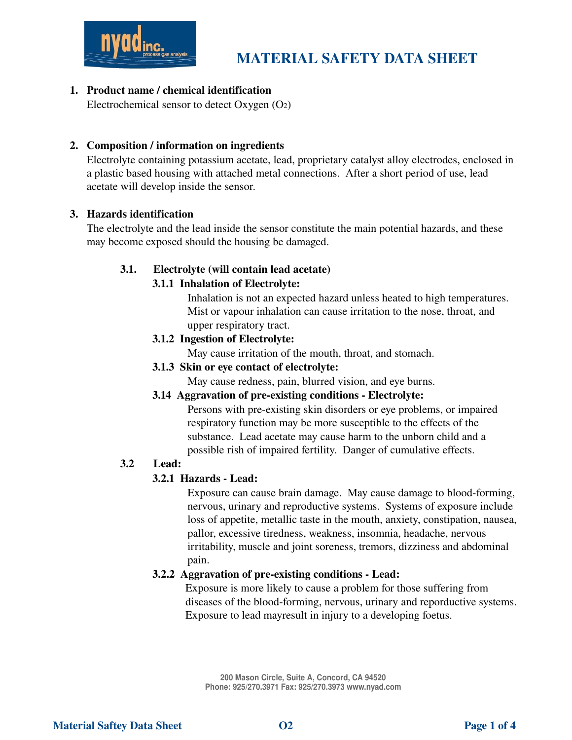# MATERIAL SAFETY DATA SHEET

## 1. Product name / chemical identification

Electrochemical sensor to detect Oxygen ($O_2$)

## 2. Composition / information on ingredients

Electrolyte containing potassium acetate, lead, proprietary catalyst alloy electrodes, enclosed in a plastic based housing with attached metal connections. After a short period of use, lead acetate will develop inside the sensor.

## 3. Hazards identification

The electrolyte and the lead inside the sensor constitute the main potential hazards, and these may become exposed should the housing be damaged.

### 3.1. Electrolyte (will contain lead acetate)

#### 3.1.1 Inhalation of Electrolyte:

Inhalation is not an expected hazard unless heated to high temperatures. Mist or vapour inhalation can cause irritation to the nose, throat, and upper respiratory tract.

#### 3.1.2 Ingestion of Electrolyte:

May cause irritation of the mouth, throat, and stomach.

#### 3.1.3 Skin or eye contact of electrolyte:

May cause redness, pain, blurred vision, and eye burns.

#### 3.14 Aggravation of pre-existing conditions - Electrolyte:

Persons with pre-existing skin disorders or eye problems, or impaired respiratory function may be more susceptible to the effects of the substance. Lead acetate may cause harm to the unborn child and a possible rish of impaired fertility. Danger of cumulative effects.

### 3.2 Lead:

#### 3.2.1 Hazards - Lead:

Exposure can cause brain damage. May cause damage to blood-forming, nervous, urinary and reproductive systems. Systems of exposure include loss of appetite, metallic taste in the mouth, anxiety, constipation, nausea, pallor, excessive tiredness, weakness, insomnia, headache, nervous irritability, muscle and joint soreness, tremors, dizziness and abdominal pain.

#### 3.2.2 Aggravation of pre-existing conditions - Lead:

Exposure is more likely to cause a problem for those suffering from diseases of the blood-forming, nervous, urinary and reporductive systems. Exposure to lead mayresult in injury to a developing foetus.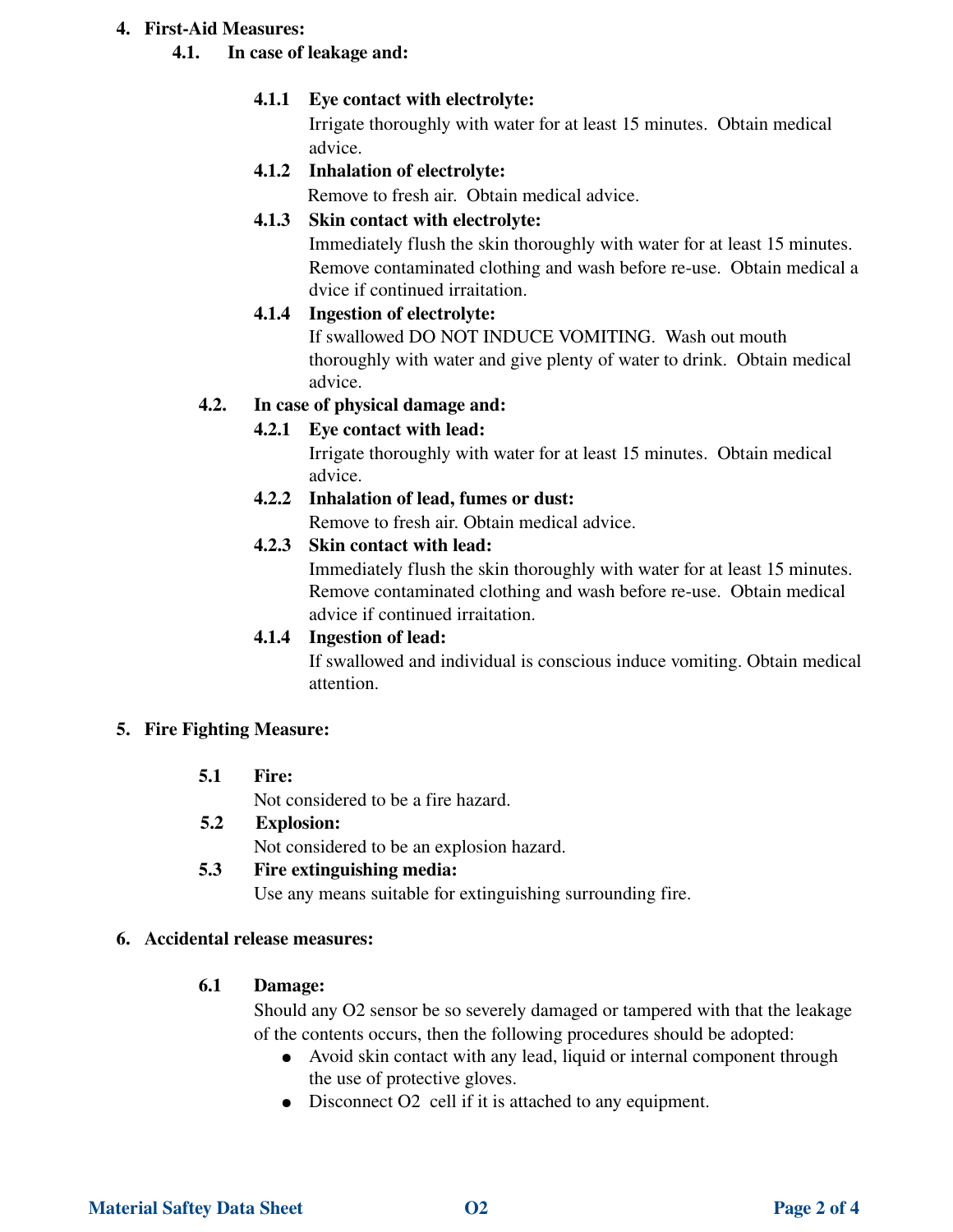**4. First-Aid Measures:**

**4.1. In case of leakage and:**

**4.1.1 Eye contact with electrolyte:**

Irrigate thoroughly with water for at least 15 minutes. Obtain medical advice.

**4.1.2 Inhalation of electrolyte:**

Remove to fresh air. Obtain medical advice.

**4.1.3 Skin contact with electrolyte:**

Immediately flush the skin thoroughly with water for at least 15 minutes. Remove contaminated clothing and wash before re-use. Obtain medical a dvice if continued irraitation.

**4.1.4 Ingestion of electrolyte:**

If swallowed DO NOT INDUCE VOMITING. Wash out mouth thoroughly with water and give plenty of water to drink. Obtain medical advice.

**4.2. In case of physical damage and:**

**4.2.1 Eye contact with lead:**

Irrigate thoroughly with water for at least 15 minutes. Obtain medical advice.

**4.2.2 Inhalation of lead, fumes or dust:**

Remove to fresh air. Obtain medical advice.

**4.2.3 Skin contact with lead:**

Immediately flush the skin thoroughly with water for at least 15 minutes. Remove contaminated clothing and wash before re-use. Obtain medical advice if continued irraitation.

**4.1.4 Ingestion of lead:**

If swallowed and individual is conscious induce vomiting. Obtain medical attention.

**5. Fire Fighting Measure:**

**5.1 Fire:**

Not considered to be a fire hazard.

**5.2 Explosion:**

Not considered to be an explosion hazard.

**5.3 Fire extinguishing media:**

Use any means suitable for extinguishing surrounding fire.

**6. Accidental release measures:**

**6.1 Damage:**

Should any O2 sensor be so severely damaged or tampered with that the leakage of the contents occurs, then the following procedures should be adopted:

- Avoid skin contact with any lead, liquid or internal component through the use of protective gloves.
- Disconnect O2 cell if it is attached to any equipment.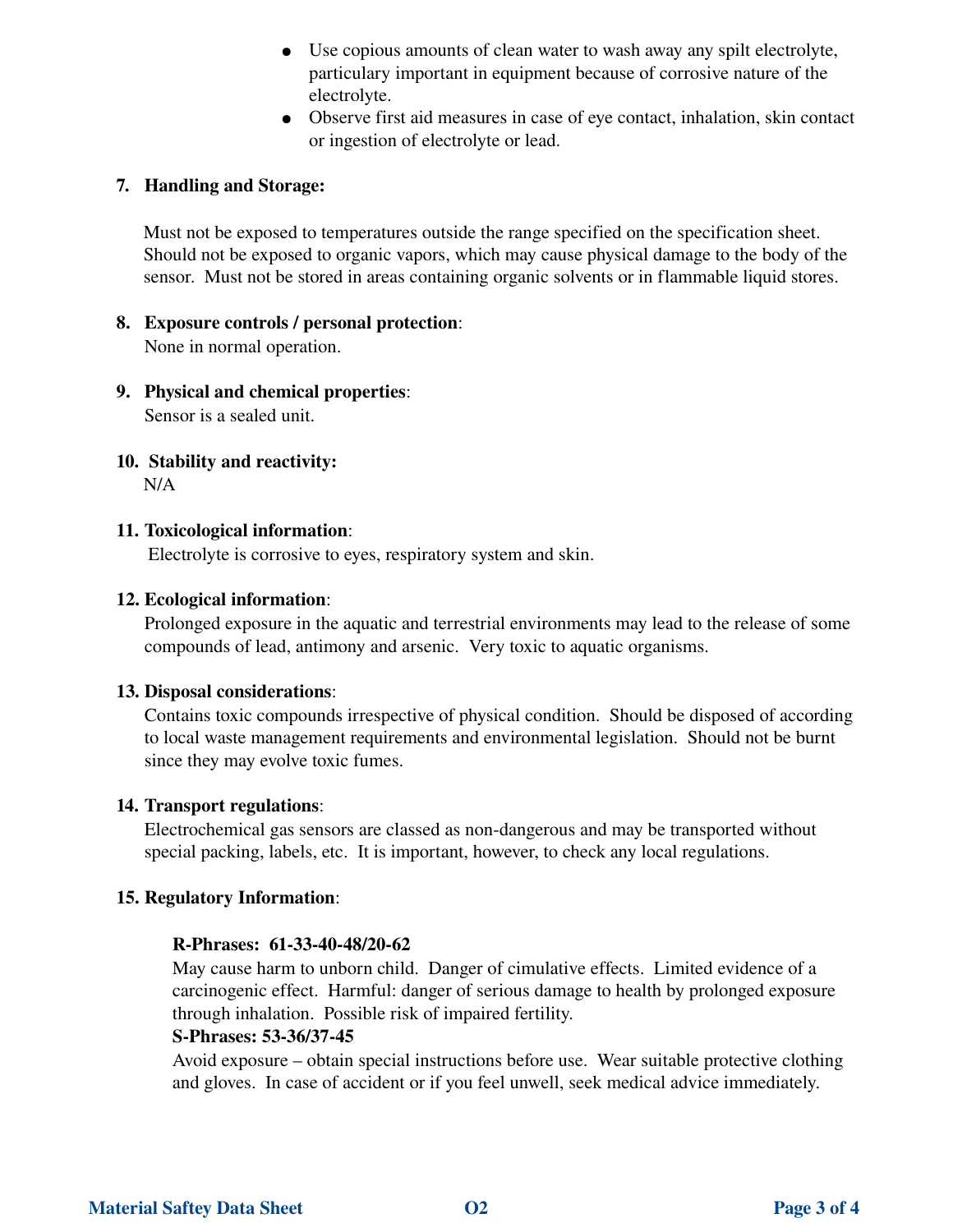- Use copious amounts of clean water to wash away any spilt electrolyte, particulary important in equipment because of corrosive nature of the electrolyte.
- Observe first aid measures in case of eye contact, inhalation, skin contact or ingestion of electrolyte or lead.

**7. Handling and Storage:**

Must not be exposed to temperatures outside the range specified on the specification sheet. Should not be exposed to organic vapors, which may cause physical damage to the body of the sensor. Must not be stored in areas containing organic solvents or in flammable liquid stores.

**8. Exposure controls / personal protection**:
None in normal operation.

**9. Physical and chemical properties**:
Sensor is a sealed unit.

**10. Stability and reactivity:**
N/A

**11. Toxicological information**:
Electrolyte is corrosive to eyes, respiratory system and skin.

**12. Ecological information**:
Prolonged exposure in the aquatic and terrestrial environments may lead to the release of some compounds of lead, antimony and arsenic. Very toxic to aquatic organisms.

**13. Disposal considerations**:
Contains toxic compounds irrespective of physical condition. Should be disposed of according to local waste management requirements and environmental legislation. Should not be burnt since they may evolve toxic fumes.

**14. Transport regulations**:
Electrochemical gas sensors are classed as non-dangerous and may be transported without special packing, labels, etc. It is important, however, to check any local regulations.

**15. Regulatory Information**:

**R-Phrases: 61-33-40-48/20-62**
May cause harm to unborn child. Danger of cimulative effects. Limited evidence of a carcinogenic effect. Harmful: danger of serious damage to health by prolonged exposure through inhalation. Possible risk of impaired fertility.
**S-Phrases: 53-36/37-45**
Avoid exposure – obtain special instructions before use. Wear suitable protective clothing and gloves. In case of accident or if you feel unwell, seek medical advice immediately.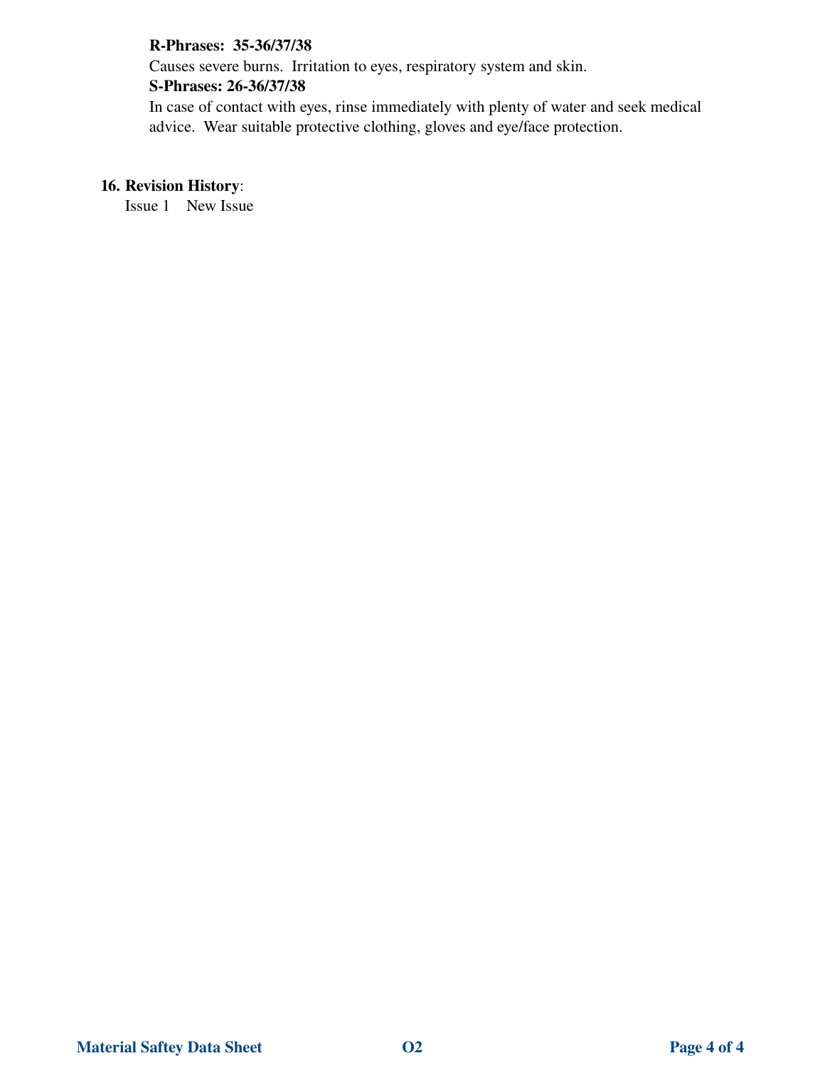**R-Phrases: 35-36/37/38**

Causes severe burns. Irritation to eyes, respiratory system and skin.

**S-Phrases: 26-36/37/38**

In case of contact with eyes, rinse immediately with plenty of water and seek medical advice. Wear suitable protective clothing, gloves and eye/face protection.

## 16. Revision History:

Issue 1 New Issue